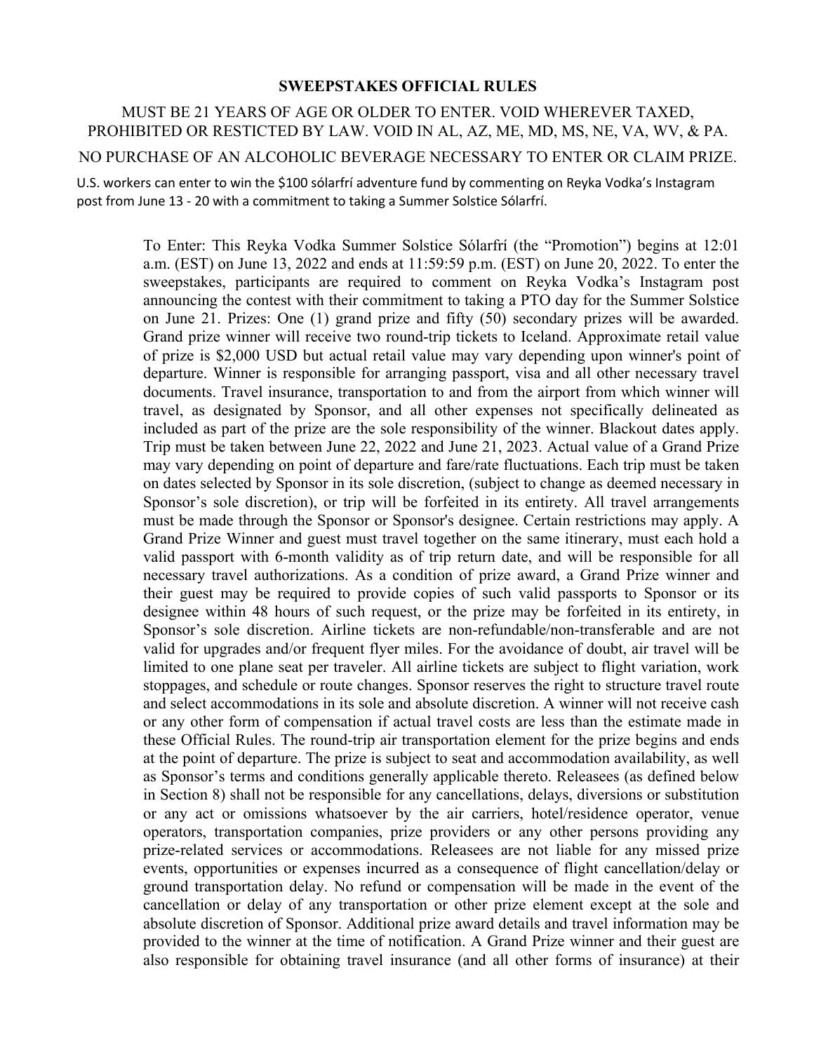## SWEEPSTAKES OFFICIAL RULES

MUST BE 21 YEARS OF AGE OR OLDER TO ENTER. VOID WHEREVER TAXED, PROHIBITED OR RESTICTED BY LAW. VOID IN AL, AZ, ME, MD, MS, NE, VA, WV, & PA.

NO PURCHASE OF AN ALCOHOLIC BEVERAGE NECESSARY TO ENTER OR CLAIM PRIZE.

U.S. workers can enter to win the $100 sólarfrí adventure fund by commenting on Reyka Vodka's Instagram post from June 13 - 20 with a commitment to taking a Summer Solstice Sólarfrí.

To Enter: This Reyka Vodka Summer Solstice Sólarfrí (the "Promotion") begins at 12:01 a.m. (EST) on June 13, 2022 and ends at 11:59:59 p.m. (EST) on June 20, 2022. To enter the sweepstakes, participants are required to comment on Reyka Vodka's Instagram post announcing the contest with their commitment to taking a PTO day for the Summer Solstice on June 21. Prizes: One (1) grand prize and fifty (50) secondary prizes will be awarded. Grand prize winner will receive two round-trip tickets to Iceland. Approximate retail value of prize is $2,000 USD but actual retail value may vary depending upon winner's point of departure. Winner is responsible for arranging passport, visa and all other necessary travel documents. Travel insurance, transportation to and from the airport from which winner will travel, as designated by Sponsor, and all other expenses not specifically delineated as included as part of the prize are the sole responsibility of the winner. Blackout dates apply. Trip must be taken between June 22, 2022 and June 21, 2023. Actual value of a Grand Prize may vary depending on point of departure and fare/rate fluctuations. Each trip must be taken on dates selected by Sponsor in its sole discretion, (subject to change as deemed necessary in Sponsor's sole discretion), or trip will be forfeited in its entirety. All travel arrangements must be made through the Sponsor or Sponsor's designee. Certain restrictions may apply. A Grand Prize Winner and guest must travel together on the same itinerary, must each hold a valid passport with 6-month validity as of trip return date, and will be responsible for all necessary travel authorizations. As a condition of prize award, a Grand Prize winner and their guest may be required to provide copies of such valid passports to Sponsor or its designee within 48 hours of such request, or the prize may be forfeited in its entirety, in Sponsor's sole discretion. Airline tickets are non-refundable/non-transferable and are not valid for upgrades and/or frequent flyer miles. For the avoidance of doubt, air travel will be limited to one plane seat per traveler. All airline tickets are subject to flight variation, work stoppages, and schedule or route changes. Sponsor reserves the right to structure travel route and select accommodations in its sole and absolute discretion. A winner will not receive cash or any other form of compensation if actual travel costs are less than the estimate made in these Official Rules. The round-trip air transportation element for the prize begins and ends at the point of departure. The prize is subject to seat and accommodation availability, as well as Sponsor's terms and conditions generally applicable thereto. Releasees (as defined below in Section 8) shall not be responsible for any cancellations, delays, diversions or substitution or any act or omissions whatsoever by the air carriers, hotel/residence operator, venue operators, transportation companies, prize providers or any other persons providing any prize-related services or accommodations. Releasees are not liable for any missed prize events, opportunities or expenses incurred as a consequence of flight cancellation/delay or ground transportation delay. No refund or compensation will be made in the event of the cancellation or delay of any transportation or other prize element except at the sole and absolute discretion of Sponsor. Additional prize award details and travel information may be provided to the winner at the time of notification. A Grand Prize winner and their guest are also responsible for obtaining travel insurance (and all other forms of insurance) at their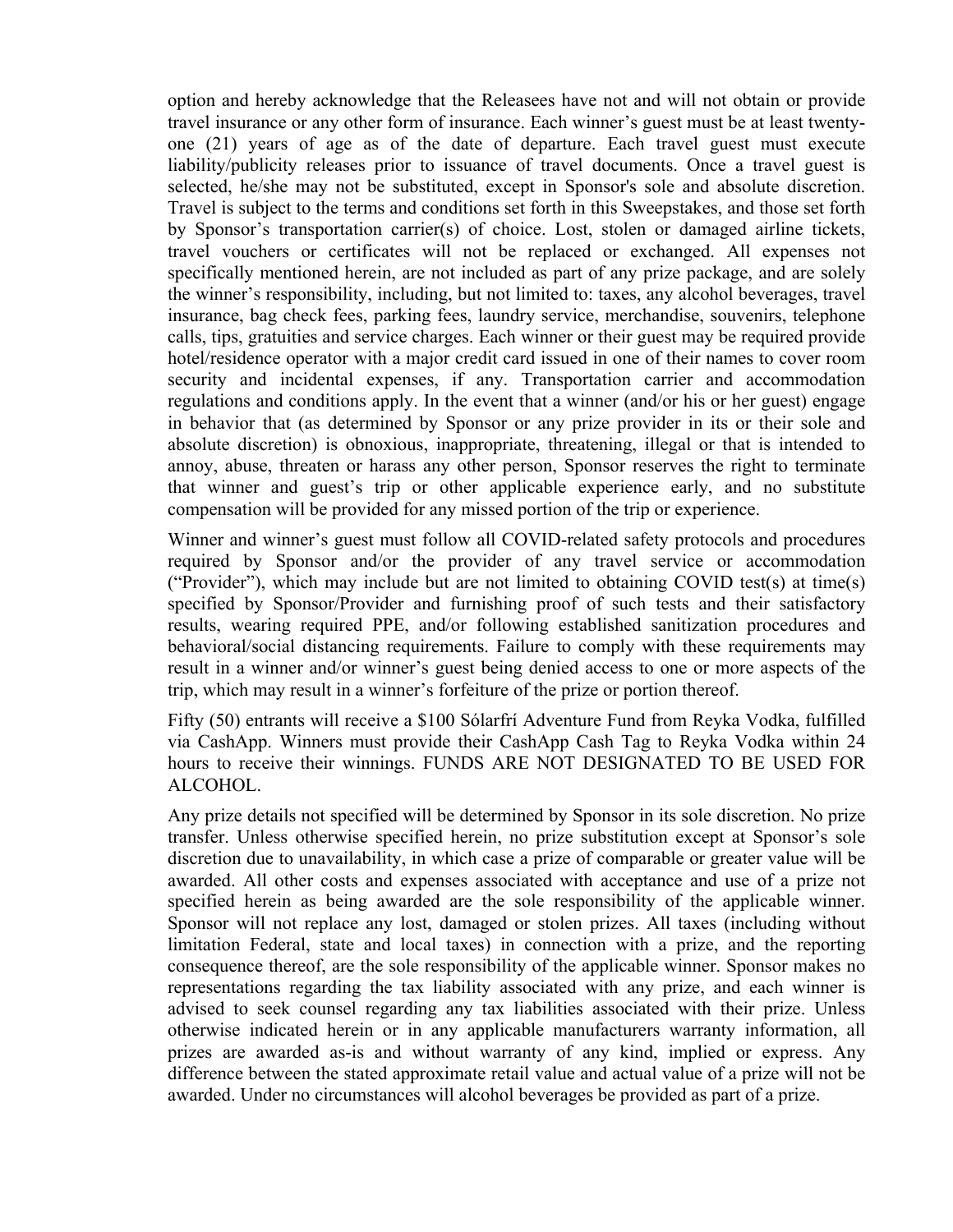option and hereby acknowledge that the Releasees have not and will not obtain or provide travel insurance or any other form of insurance. Each winner's guest must be at least twenty-one (21) years of age as of the date of departure. Each travel guest must execute liability/publicity releases prior to issuance of travel documents. Once a travel guest is selected, he/she may not be substituted, except in Sponsor's sole and absolute discretion. Travel is subject to the terms and conditions set forth in this Sweepstakes, and those set forth by Sponsor's transportation carrier(s) of choice. Lost, stolen or damaged airline tickets, travel vouchers or certificates will not be replaced or exchanged. All expenses not specifically mentioned herein, are not included as part of any prize package, and are solely the winner's responsibility, including, but not limited to: taxes, any alcohol beverages, travel insurance, bag check fees, parking fees, laundry service, merchandise, souvenirs, telephone calls, tips, gratuities and service charges. Each winner or their guest may be required provide hotel/residence operator with a major credit card issued in one of their names to cover room security and incidental expenses, if any. Transportation carrier and accommodation regulations and conditions apply. In the event that a winner (and/or his or her guest) engage in behavior that (as determined by Sponsor or any prize provider in its or their sole and absolute discretion) is obnoxious, inappropriate, threatening, illegal or that is intended to annoy, abuse, threaten or harass any other person, Sponsor reserves the right to terminate that winner and guest's trip or other applicable experience early, and no substitute compensation will be provided for any missed portion of the trip or experience.

Winner and winner's guest must follow all COVID-related safety protocols and procedures required by Sponsor and/or the provider of any travel service or accommodation ("Provider"), which may include but are not limited to obtaining COVID test(s) at time(s) specified by Sponsor/Provider and furnishing proof of such tests and their satisfactory results, wearing required PPE, and/or following established sanitization procedures and behavioral/social distancing requirements. Failure to comply with these requirements may result in a winner and/or winner's guest being denied access to one or more aspects of the trip, which may result in a winner's forfeiture of the prize or portion thereof.

Fifty (50) entrants will receive a $100 Sólarfrí Adventure Fund from Reyka Vodka, fulfilled via CashApp. Winners must provide their CashApp Cash Tag to Reyka Vodka within 24 hours to receive their winnings. FUNDS ARE NOT DESIGNATED TO BE USED FOR ALCOHOL.

Any prize details not specified will be determined by Sponsor in its sole discretion. No prize transfer. Unless otherwise specified herein, no prize substitution except at Sponsor's sole discretion due to unavailability, in which case a prize of comparable or greater value will be awarded. All other costs and expenses associated with acceptance and use of a prize not specified herein as being awarded are the sole responsibility of the applicable winner. Sponsor will not replace any lost, damaged or stolen prizes. All taxes (including without limitation Federal, state and local taxes) in connection with a prize, and the reporting consequence thereof, are the sole responsibility of the applicable winner. Sponsor makes no representations regarding the tax liability associated with any prize, and each winner is advised to seek counsel regarding any tax liabilities associated with their prize. Unless otherwise indicated herein or in any applicable manufacturers warranty information, all prizes are awarded as-is and without warranty of any kind, implied or express. Any difference between the stated approximate retail value and actual value of a prize will not be awarded. Under no circumstances will alcohol beverages be provided as part of a prize.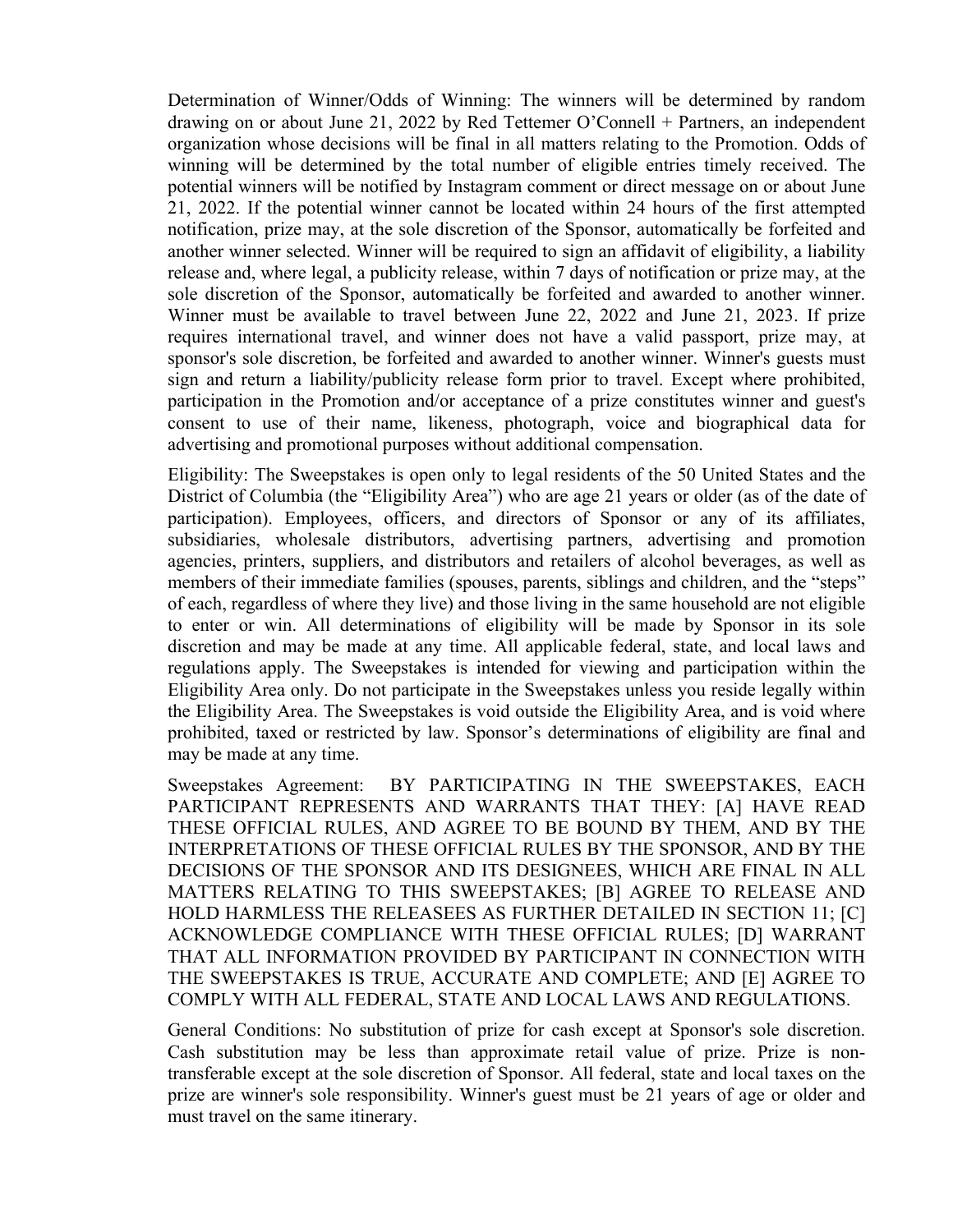Determination of Winner/Odds of Winning: The winners will be determined by random drawing on or about June 21, 2022 by Red Tettemer O'Connell + Partners, an independent organization whose decisions will be final in all matters relating to the Promotion. Odds of winning will be determined by the total number of eligible entries timely received. The potential winners will be notified by Instagram comment or direct message on or about June 21, 2022. If the potential winner cannot be located within 24 hours of the first attempted notification, prize may, at the sole discretion of the Sponsor, automatically be forfeited and another winner selected. Winner will be required to sign an affidavit of eligibility, a liability release and, where legal, a publicity release, within 7 days of notification or prize may, at the sole discretion of the Sponsor, automatically be forfeited and awarded to another winner. Winner must be available to travel between June 22, 2022 and June 21, 2023. If prize requires international travel, and winner does not have a valid passport, prize may, at sponsor's sole discretion, be forfeited and awarded to another winner. Winner's guests must sign and return a liability/publicity release form prior to travel. Except where prohibited, participation in the Promotion and/or acceptance of a prize constitutes winner and guest's consent to use of their name, likeness, photograph, voice and biographical data for advertising and promotional purposes without additional compensation.

Eligibility: The Sweepstakes is open only to legal residents of the 50 United States and the District of Columbia (the "Eligibility Area") who are age 21 years or older (as of the date of participation). Employees, officers, and directors of Sponsor or any of its affiliates, subsidiaries, wholesale distributors, advertising partners, advertising and promotion agencies, printers, suppliers, and distributors and retailers of alcohol beverages, as well as members of their immediate families (spouses, parents, siblings and children, and the "steps" of each, regardless of where they live) and those living in the same household are not eligible to enter or win. All determinations of eligibility will be made by Sponsor in its sole discretion and may be made at any time. All applicable federal, state, and local laws and regulations apply. The Sweepstakes is intended for viewing and participation within the Eligibility Area only. Do not participate in the Sweepstakes unless you reside legally within the Eligibility Area. The Sweepstakes is void outside the Eligibility Area, and is void where prohibited, taxed or restricted by law. Sponsor's determinations of eligibility are final and may be made at any time.

Sweepstakes Agreement: BY PARTICIPATING IN THE SWEEPSTAKES, EACH PARTICIPANT REPRESENTS AND WARRANTS THAT THEY: [A] HAVE READ THESE OFFICIAL RULES, AND AGREE TO BE BOUND BY THEM, AND BY THE INTERPRETATIONS OF THESE OFFICIAL RULES BY THE SPONSOR, AND BY THE DECISIONS OF THE SPONSOR AND ITS DESIGNEES, WHICH ARE FINAL IN ALL MATTERS RELATING TO THIS SWEEPSTAKES; [B] AGREE TO RELEASE AND HOLD HARMLESS THE RELEASEES AS FURTHER DETAILED IN SECTION 11; [C] ACKNOWLEDGE COMPLIANCE WITH THESE OFFICIAL RULES; [D] WARRANT THAT ALL INFORMATION PROVIDED BY PARTICIPANT IN CONNECTION WITH THE SWEEPSTAKES IS TRUE, ACCURATE AND COMPLETE; AND [E] AGREE TO COMPLY WITH ALL FEDERAL, STATE AND LOCAL LAWS AND REGULATIONS.

General Conditions: No substitution of prize for cash except at Sponsor's sole discretion. Cash substitution may be less than approximate retail value of prize. Prize is non-transferable except at the sole discretion of Sponsor. All federal, state and local taxes on the prize are winner's sole responsibility. Winner's guest must be 21 years of age or older and must travel on the same itinerary.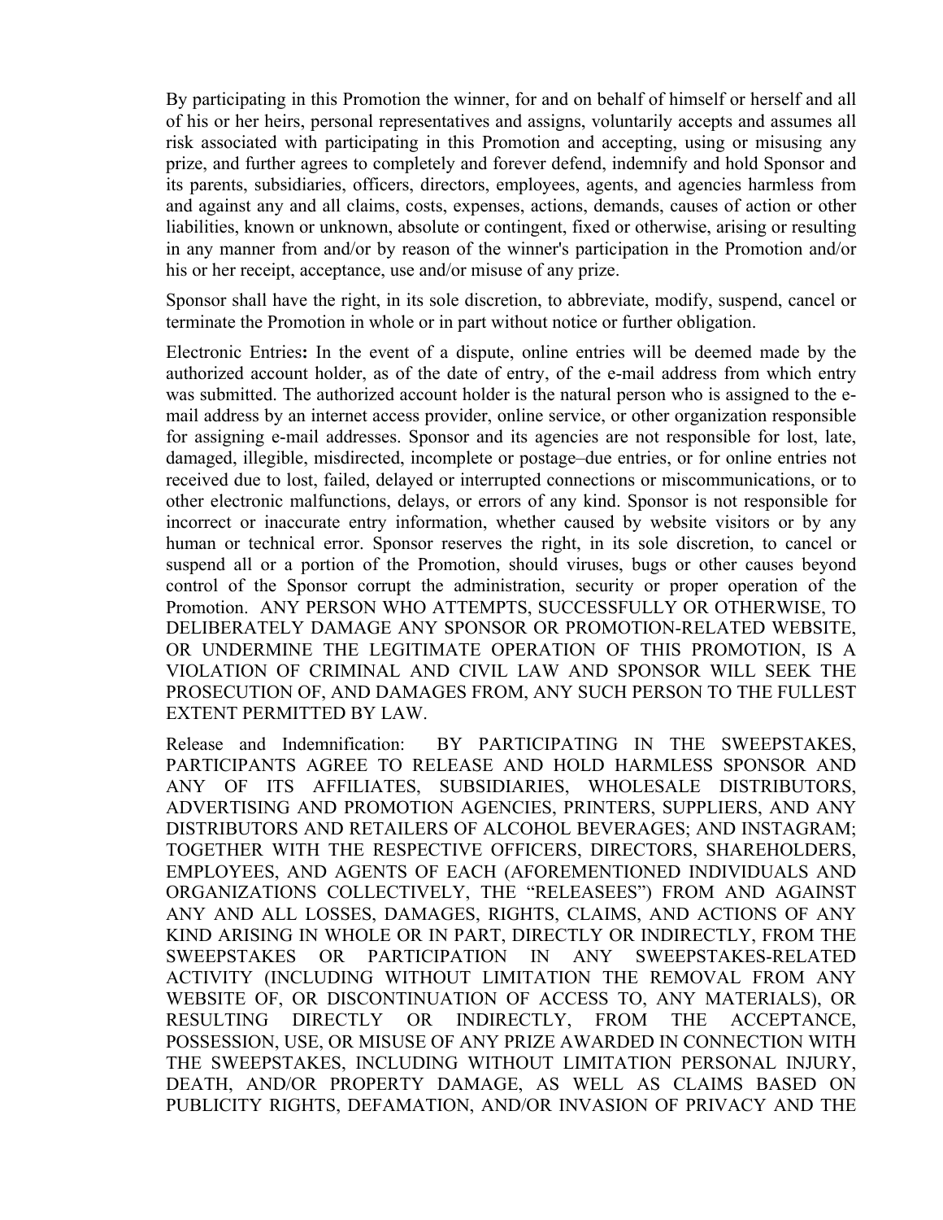By participating in this Promotion the winner, for and on behalf of himself or herself and all of his or her heirs, personal representatives and assigns, voluntarily accepts and assumes all risk associated with participating in this Promotion and accepting, using or misusing any prize, and further agrees to completely and forever defend, indemnify and hold Sponsor and its parents, subsidiaries, officers, directors, employees, agents, and agencies harmless from and against any and all claims, costs, expenses, actions, demands, causes of action or other liabilities, known or unknown, absolute or contingent, fixed or otherwise, arising or resulting in any manner from and/or by reason of the winner's participation in the Promotion and/or his or her receipt, acceptance, use and/or misuse of any prize.

Sponsor shall have the right, in its sole discretion, to abbreviate, modify, suspend, cancel or terminate the Promotion in whole or in part without notice or further obligation.

Electronic Entries**:** In the event of a dispute, online entries will be deemed made by the authorized account holder, as of the date of entry, of the e-mail address from which entry was submitted. The authorized account holder is the natural person who is assigned to the e-mail address by an internet access provider, online service, or other organization responsible for assigning e-mail addresses. Sponsor and its agencies are not responsible for lost, late, damaged, illegible, misdirected, incomplete or postage–due entries, or for online entries not received due to lost, failed, delayed or interrupted connections or miscommunications, or to other electronic malfunctions, delays, or errors of any kind. Sponsor is not responsible for incorrect or inaccurate entry information, whether caused by website visitors or by any human or technical error. Sponsor reserves the right, in its sole discretion, to cancel or suspend all or a portion of the Promotion, should viruses, bugs or other causes beyond control of the Sponsor corrupt the administration, security or proper operation of the Promotion. ANY PERSON WHO ATTEMPTS, SUCCESSFULLY OR OTHERWISE, TO DELIBERATELY DAMAGE ANY SPONSOR OR PROMOTION-RELATED WEBSITE, OR UNDERMINE THE LEGITIMATE OPERATION OF THIS PROMOTION, IS A VIOLATION OF CRIMINAL AND CIVIL LAW AND SPONSOR WILL SEEK THE PROSECUTION OF, AND DAMAGES FROM, ANY SUCH PERSON TO THE FULLEST EXTENT PERMITTED BY LAW.

Release and Indemnification: BY PARTICIPATING IN THE SWEEPSTAKES, PARTICIPANTS AGREE TO RELEASE AND HOLD HARMLESS SPONSOR AND ANY OF ITS AFFILIATES, SUBSIDIARIES, WHOLESALE DISTRIBUTORS, ADVERTISING AND PROMOTION AGENCIES, PRINTERS, SUPPLIERS, AND ANY DISTRIBUTORS AND RETAILERS OF ALCOHOL BEVERAGES; AND INSTAGRAM; TOGETHER WITH THE RESPECTIVE OFFICERS, DIRECTORS, SHAREHOLDERS, EMPLOYEES, AND AGENTS OF EACH (AFOREMENTIONED INDIVIDUALS AND ORGANIZATIONS COLLECTIVELY, THE "RELEASEES") FROM AND AGAINST ANY AND ALL LOSSES, DAMAGES, RIGHTS, CLAIMS, AND ACTIONS OF ANY KIND ARISING IN WHOLE OR IN PART, DIRECTLY OR INDIRECTLY, FROM THE SWEEPSTAKES OR PARTICIPATION IN ANY SWEEPSTAKES-RELATED ACTIVITY (INCLUDING WITHOUT LIMITATION THE REMOVAL FROM ANY WEBSITE OF, OR DISCONTINUATION OF ACCESS TO, ANY MATERIALS), OR RESULTING DIRECTLY OR INDIRECTLY, FROM THE ACCEPTANCE, POSSESSION, USE, OR MISUSE OF ANY PRIZE AWARDED IN CONNECTION WITH THE SWEEPSTAKES, INCLUDING WITHOUT LIMITATION PERSONAL INJURY, DEATH, AND/OR PROPERTY DAMAGE, AS WELL AS CLAIMS BASED ON PUBLICITY RIGHTS, DEFAMATION, AND/OR INVASION OF PRIVACY AND THE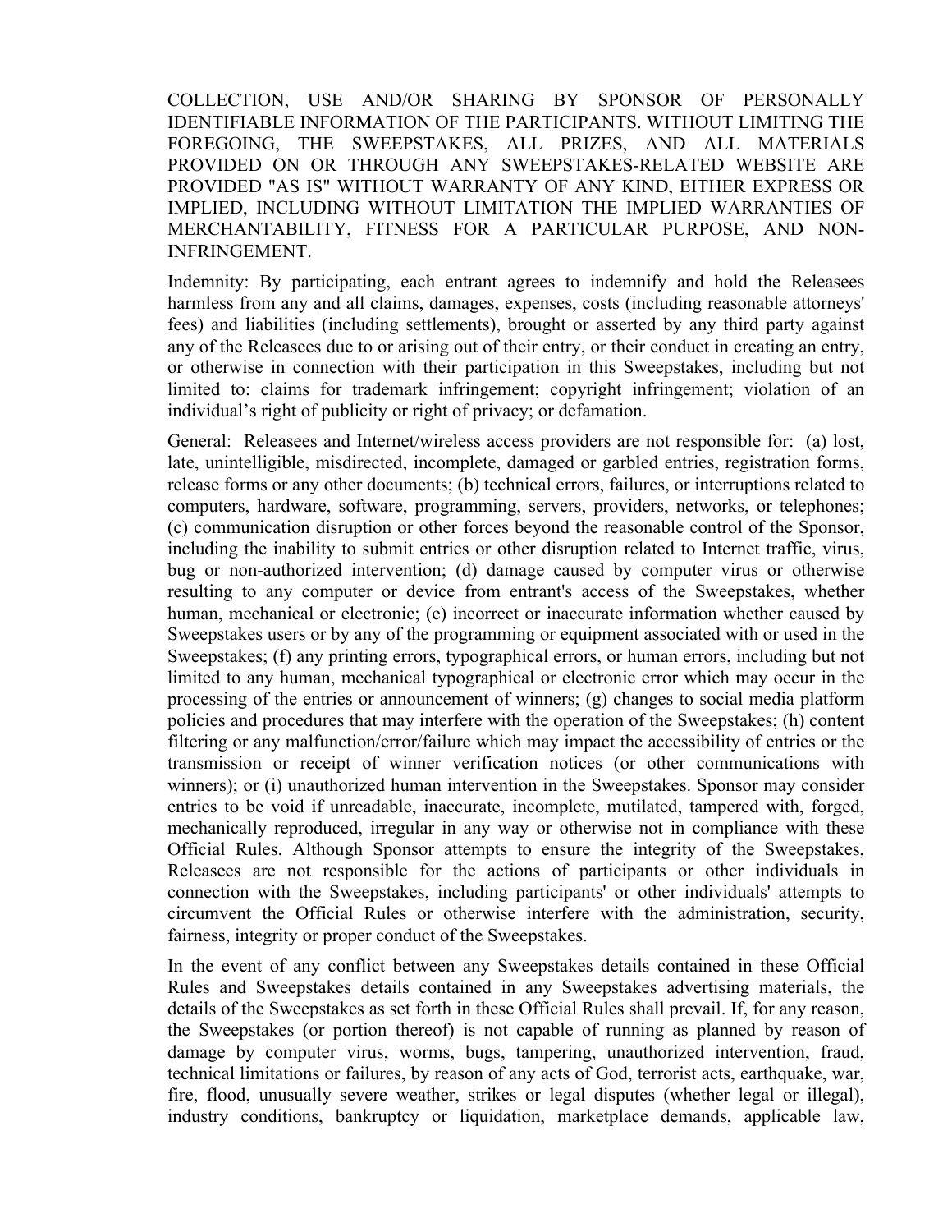COLLECTION, USE AND/OR SHARING BY SPONSOR OF PERSONALLY IDENTIFIABLE INFORMATION OF THE PARTICIPANTS. WITHOUT LIMITING THE FOREGOING, THE SWEEPSTAKES, ALL PRIZES, AND ALL MATERIALS PROVIDED ON OR THROUGH ANY SWEEPSTAKES-RELATED WEBSITE ARE PROVIDED "AS IS" WITHOUT WARRANTY OF ANY KIND, EITHER EXPRESS OR IMPLIED, INCLUDING WITHOUT LIMITATION THE IMPLIED WARRANTIES OF MERCHANTABILITY, FITNESS FOR A PARTICULAR PURPOSE, AND NON-INFRINGEMENT.

Indemnity: By participating, each entrant agrees to indemnify and hold the Releasees harmless from any and all claims, damages, expenses, costs (including reasonable attorneys' fees) and liabilities (including settlements), brought or asserted by any third party against any of the Releasees due to or arising out of their entry, or their conduct in creating an entry, or otherwise in connection with their participation in this Sweepstakes, including but not limited to: claims for trademark infringement; copyright infringement; violation of an individual's right of publicity or right of privacy; or defamation.

General: Releasees and Internet/wireless access providers are not responsible for: (a) lost, late, unintelligible, misdirected, incomplete, damaged or garbled entries, registration forms, release forms or any other documents; (b) technical errors, failures, or interruptions related to computers, hardware, software, programming, servers, providers, networks, or telephones; (c) communication disruption or other forces beyond the reasonable control of the Sponsor, including the inability to submit entries or other disruption related to Internet traffic, virus, bug or non-authorized intervention; (d) damage caused by computer virus or otherwise resulting to any computer or device from entrant's access of the Sweepstakes, whether human, mechanical or electronic; (e) incorrect or inaccurate information whether caused by Sweepstakes users or by any of the programming or equipment associated with or used in the Sweepstakes; (f) any printing errors, typographical errors, or human errors, including but not limited to any human, mechanical typographical or electronic error which may occur in the processing of the entries or announcement of winners; (g) changes to social media platform policies and procedures that may interfere with the operation of the Sweepstakes; (h) content filtering or any malfunction/error/failure which may impact the accessibility of entries or the transmission or receipt of winner verification notices (or other communications with winners); or (i) unauthorized human intervention in the Sweepstakes. Sponsor may consider entries to be void if unreadable, inaccurate, incomplete, mutilated, tampered with, forged, mechanically reproduced, irregular in any way or otherwise not in compliance with these Official Rules. Although Sponsor attempts to ensure the integrity of the Sweepstakes, Releasees are not responsible for the actions of participants or other individuals in connection with the Sweepstakes, including participants' or other individuals' attempts to circumvent the Official Rules or otherwise interfere with the administration, security, fairness, integrity or proper conduct of the Sweepstakes.

In the event of any conflict between any Sweepstakes details contained in these Official Rules and Sweepstakes details contained in any Sweepstakes advertising materials, the details of the Sweepstakes as set forth in these Official Rules shall prevail. If, for any reason, the Sweepstakes (or portion thereof) is not capable of running as planned by reason of damage by computer virus, worms, bugs, tampering, unauthorized intervention, fraud, technical limitations or failures, by reason of any acts of God, terrorist acts, earthquake, war, fire, flood, unusually severe weather, strikes or legal disputes (whether legal or illegal), industry conditions, bankruptcy or liquidation, marketplace demands, applicable law,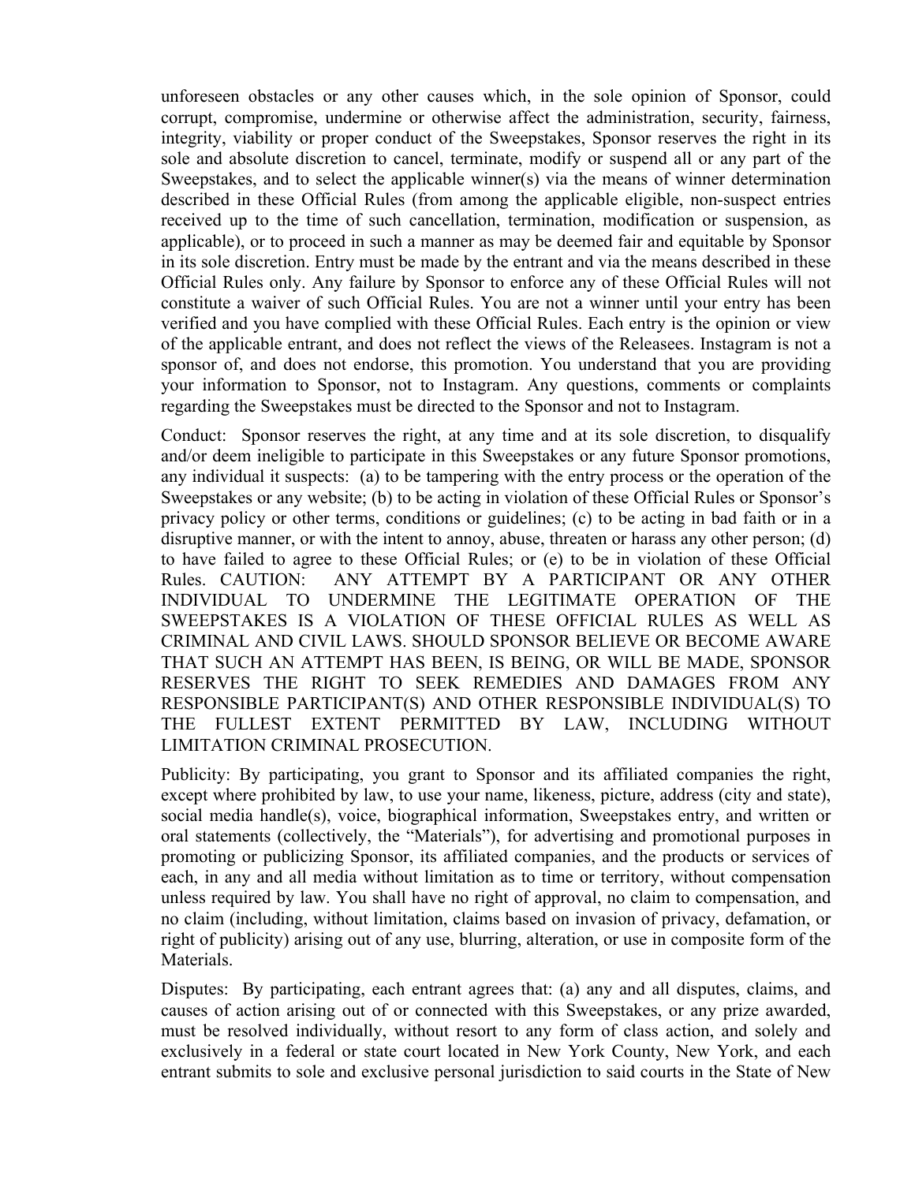unforeseen obstacles or any other causes which, in the sole opinion of Sponsor, could corrupt, compromise, undermine or otherwise affect the administration, security, fairness, integrity, viability or proper conduct of the Sweepstakes, Sponsor reserves the right in its sole and absolute discretion to cancel, terminate, modify or suspend all or any part of the Sweepstakes, and to select the applicable winner(s) via the means of winner determination described in these Official Rules (from among the applicable eligible, non-suspect entries received up to the time of such cancellation, termination, modification or suspension, as applicable), or to proceed in such a manner as may be deemed fair and equitable by Sponsor in its sole discretion. Entry must be made by the entrant and via the means described in these Official Rules only. Any failure by Sponsor to enforce any of these Official Rules will not constitute a waiver of such Official Rules. You are not a winner until your entry has been verified and you have complied with these Official Rules. Each entry is the opinion or view of the applicable entrant, and does not reflect the views of the Releasees. Instagram is not a sponsor of, and does not endorse, this promotion. You understand that you are providing your information to Sponsor, not to Instagram. Any questions, comments or complaints regarding the Sweepstakes must be directed to the Sponsor and not to Instagram.

Conduct: Sponsor reserves the right, at any time and at its sole discretion, to disqualify and/or deem ineligible to participate in this Sweepstakes or any future Sponsor promotions, any individual it suspects: (a) to be tampering with the entry process or the operation of the Sweepstakes or any website; (b) to be acting in violation of these Official Rules or Sponsor's privacy policy or other terms, conditions or guidelines; (c) to be acting in bad faith or in a disruptive manner, or with the intent to annoy, abuse, threaten or harass any other person; (d) to have failed to agree to these Official Rules; or (e) to be in violation of these Official Rules. CAUTION: ANY ATTEMPT BY A PARTICIPANT OR ANY OTHER INDIVIDUAL TO UNDERMINE THE LEGITIMATE OPERATION OF THE SWEEPSTAKES IS A VIOLATION OF THESE OFFICIAL RULES AS WELL AS CRIMINAL AND CIVIL LAWS. SHOULD SPONSOR BELIEVE OR BECOME AWARE THAT SUCH AN ATTEMPT HAS BEEN, IS BEING, OR WILL BE MADE, SPONSOR RESERVES THE RIGHT TO SEEK REMEDIES AND DAMAGES FROM ANY RESPONSIBLE PARTICIPANT(S) AND OTHER RESPONSIBLE INDIVIDUAL(S) TO THE FULLEST EXTENT PERMITTED BY LAW, INCLUDING WITHOUT LIMITATION CRIMINAL PROSECUTION.

Publicity: By participating, you grant to Sponsor and its affiliated companies the right, except where prohibited by law, to use your name, likeness, picture, address (city and state), social media handle(s), voice, biographical information, Sweepstakes entry, and written or oral statements (collectively, the "Materials"), for advertising and promotional purposes in promoting or publicizing Sponsor, its affiliated companies, and the products or services of each, in any and all media without limitation as to time or territory, without compensation unless required by law. You shall have no right of approval, no claim to compensation, and no claim (including, without limitation, claims based on invasion of privacy, defamation, or right of publicity) arising out of any use, blurring, alteration, or use in composite form of the Materials.

Disputes: By participating, each entrant agrees that: (a) any and all disputes, claims, and causes of action arising out of or connected with this Sweepstakes, or any prize awarded, must be resolved individually, without resort to any form of class action, and solely and exclusively in a federal or state court located in New York County, New York, and each entrant submits to sole and exclusive personal jurisdiction to said courts in the State of New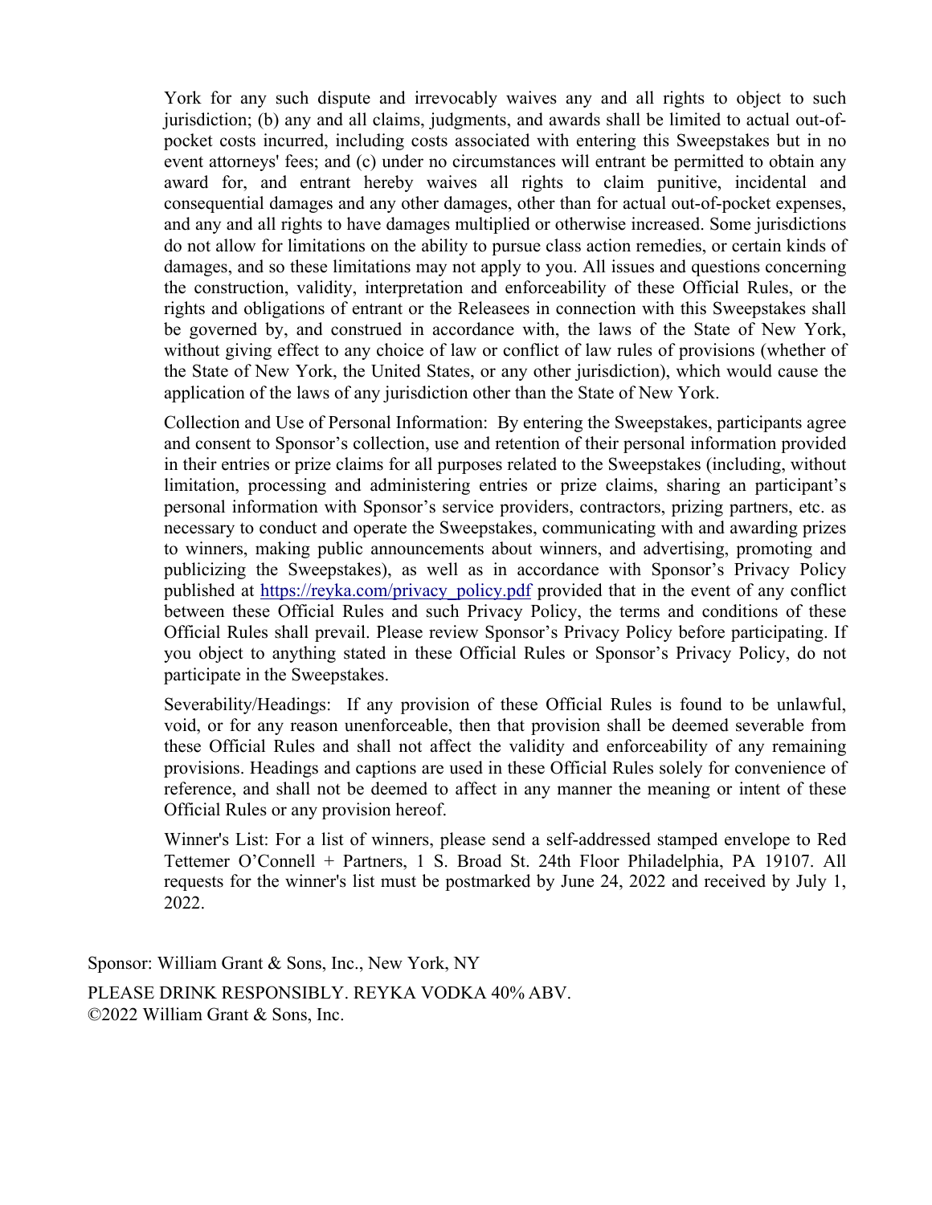York for any such dispute and irrevocably waives any and all rights to object to such jurisdiction; (b) any and all claims, judgments, and awards shall be limited to actual out-of-pocket costs incurred, including costs associated with entering this Sweepstakes but in no event attorneys' fees; and (c) under no circumstances will entrant be permitted to obtain any award for, and entrant hereby waives all rights to claim punitive, incidental and consequential damages and any other damages, other than for actual out-of-pocket expenses, and any and all rights to have damages multiplied or otherwise increased. Some jurisdictions do not allow for limitations on the ability to pursue class action remedies, or certain kinds of damages, and so these limitations may not apply to you. All issues and questions concerning the construction, validity, interpretation and enforceability of these Official Rules, or the rights and obligations of entrant or the Releasees in connection with this Sweepstakes shall be governed by, and construed in accordance with, the laws of the State of New York, without giving effect to any choice of law or conflict of law rules of provisions (whether of the State of New York, the United States, or any other jurisdiction), which would cause the application of the laws of any jurisdiction other than the State of New York.

Collection and Use of Personal Information: By entering the Sweepstakes, participants agree and consent to Sponsor's collection, use and retention of their personal information provided in their entries or prize claims for all purposes related to the Sweepstakes (including, without limitation, processing and administering entries or prize claims, sharing an participant's personal information with Sponsor's service providers, contractors, prizing partners, etc. as necessary to conduct and operate the Sweepstakes, communicating with and awarding prizes to winners, making public announcements about winners, and advertising, promoting and publicizing the Sweepstakes), as well as in accordance with Sponsor's Privacy Policy published at https://reyka.com/privacy_policy.pdf provided that in the event of any conflict between these Official Rules and such Privacy Policy, the terms and conditions of these Official Rules shall prevail. Please review Sponsor's Privacy Policy before participating. If you object to anything stated in these Official Rules or Sponsor's Privacy Policy, do not participate in the Sweepstakes.

Severability/Headings: If any provision of these Official Rules is found to be unlawful, void, or for any reason unenforceable, then that provision shall be deemed severable from these Official Rules and shall not affect the validity and enforceability of any remaining provisions. Headings and captions are used in these Official Rules solely for convenience of reference, and shall not be deemed to affect in any manner the meaning or intent of these Official Rules or any provision hereof.

Winner's List: For a list of winners, please send a self-addressed stamped envelope to Red Tettemer O'Connell + Partners, 1 S. Broad St. 24th Floor Philadelphia, PA 19107. All requests for the winner's list must be postmarked by June 24, 2022 and received by July 1, 2022.

Sponsor: William Grant & Sons, Inc., New York, NY

PLEASE DRINK RESPONSIBLY. REYKA VODKA 40% ABV.
©2022 William Grant & Sons, Inc.